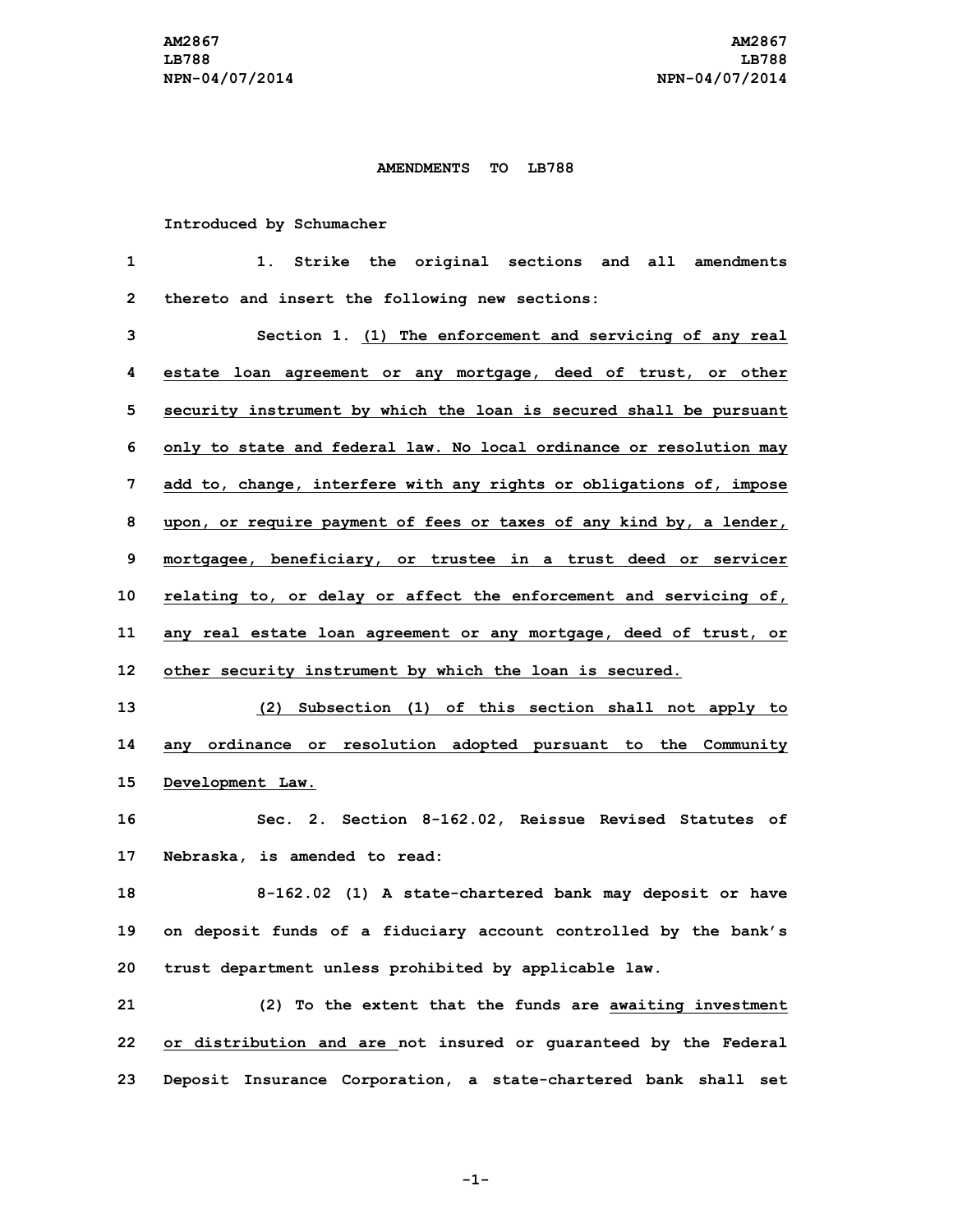AM2867
LB788
NPN-04/07/2014

**AMENDMENTS TO LB788**

Introduced by Schumacher

1. Strike the original sections and all amendments thereto and insert the following new sections:

Section 1. <u>(1) The enforcement and servicing of any real estate loan agreement or any mortgage, deed of trust, or other security instrument by which the loan is secured shall be pursuant only to state and federal law. No local ordinance or resolution may add to, change, interfere with any rights or obligations of, impose upon, or require payment of fees or taxes of any kind by, a lender, mortgagee, beneficiary, or trustee in a trust deed or servicer relating to, or delay or affect the enforcement and servicing of, any real estate loan agreement or any mortgage, deed of trust, or other security instrument by which the loan is secured.</u>

<u>(2) Subsection (1) of this section shall not apply to any ordinance or resolution adopted pursuant to the Community Development Law.</u>

Sec. 2. Section 8-162.02, Reissue Revised Statutes of Nebraska, is amended to read:

8-162.02 (1) A state-chartered bank may deposit or have on deposit funds of a fiduciary account controlled by the bank's trust department unless prohibited by applicable law.

(2) To the extent that the funds are <u>awaiting investment or distribution and are</u> not insured or guaranteed by the Federal Deposit Insurance Corporation, a state-chartered bank shall set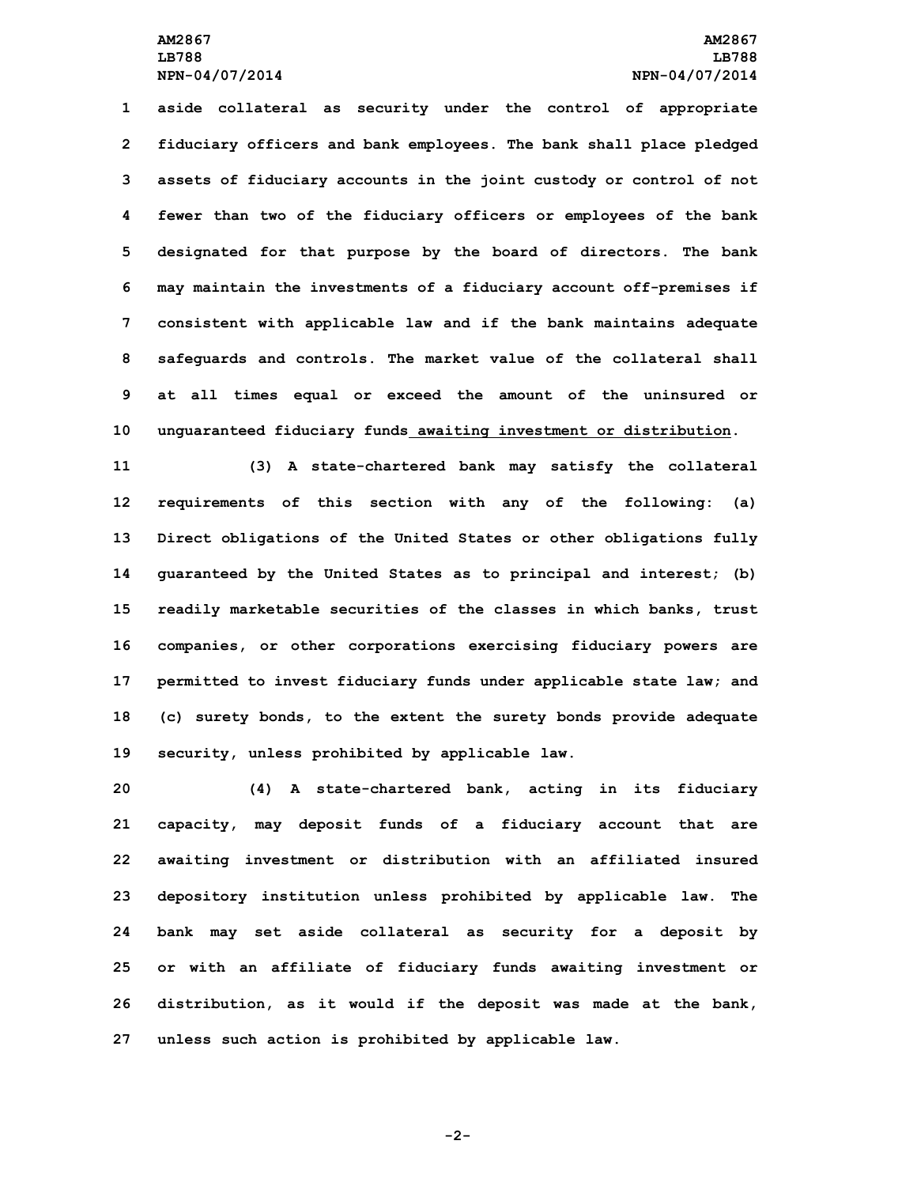aside collateral as security under the control of appropriate fiduciary officers and bank employees. The bank shall place pledged assets of fiduciary accounts in the joint custody or control of not fewer than two of the fiduciary officers or employees of the bank designated for that purpose by the board of directors. The bank may maintain the investments of a fiduciary account off-premises if consistent with applicable law and if the bank maintains adequate safeguards and controls. The market value of the collateral shall at all times equal or exceed the amount of the uninsured or unguaranteed fiduciary funds awaiting investment or distribution.

(3) A state-chartered bank may satisfy the collateral requirements of this section with any of the following: (a) Direct obligations of the United States or other obligations fully guaranteed by the United States as to principal and interest; (b) readily marketable securities of the classes in which banks, trust companies, or other corporations exercising fiduciary powers are permitted to invest fiduciary funds under applicable state law; and (c) surety bonds, to the extent the surety bonds provide adequate security, unless prohibited by applicable law.

(4) A state-chartered bank, acting in its fiduciary capacity, may deposit funds of a fiduciary account that are awaiting investment or distribution with an affiliated insured depository institution unless prohibited by applicable law. The bank may set aside collateral as security for a deposit by or with an affiliate of fiduciary funds awaiting investment or distribution, as it would if the deposit was made at the bank, unless such action is prohibited by applicable law.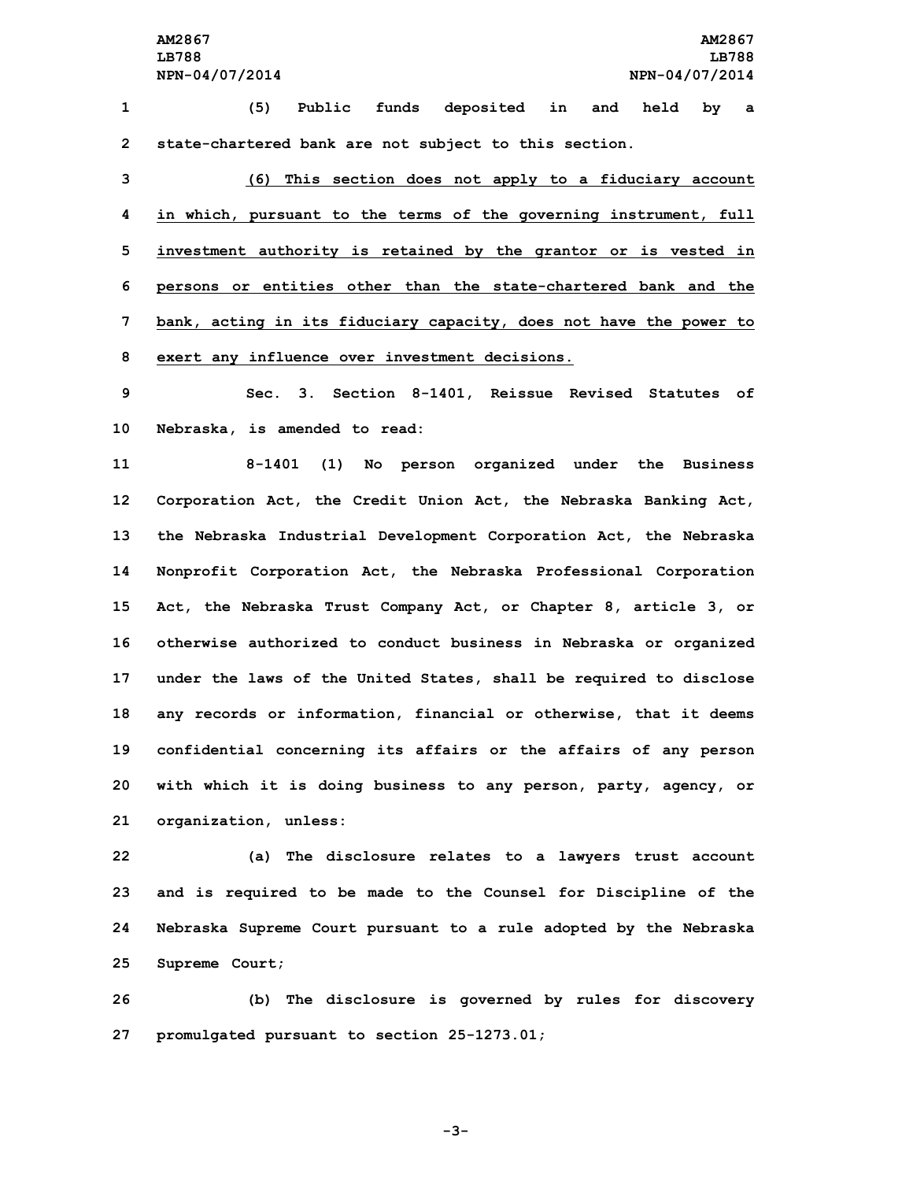(5) Public funds deposited in and held by a state-chartered bank are not subject to this section.

<u>(6) This section does not apply to a fiduciary account in which, pursuant to the terms of the governing instrument, full investment authority is retained by the grantor or is vested in persons or entities other than the state-chartered bank and the bank, acting in its fiduciary capacity, does not have the power to exert any influence over investment decisions.</u>

Sec. 3. Section 8-1401, Reissue Revised Statutes of Nebraska, is amended to read:

8-1401 (1) No person organized under the Business Corporation Act, the Credit Union Act, the Nebraska Banking Act, the Nebraska Industrial Development Corporation Act, the Nebraska Nonprofit Corporation Act, the Nebraska Professional Corporation Act, the Nebraska Trust Company Act, or Chapter 8, article 3, or otherwise authorized to conduct business in Nebraska or organized under the laws of the United States, shall be required to disclose any records or information, financial or otherwise, that it deems confidential concerning its affairs or the affairs of any person with which it is doing business to any person, party, agency, or organization, unless:

(a) The disclosure relates to a lawyers trust account and is required to be made to the Counsel for Discipline of the Nebraska Supreme Court pursuant to a rule adopted by the Nebraska Supreme Court;

(b) The disclosure is governed by rules for discovery promulgated pursuant to section 25-1273.01;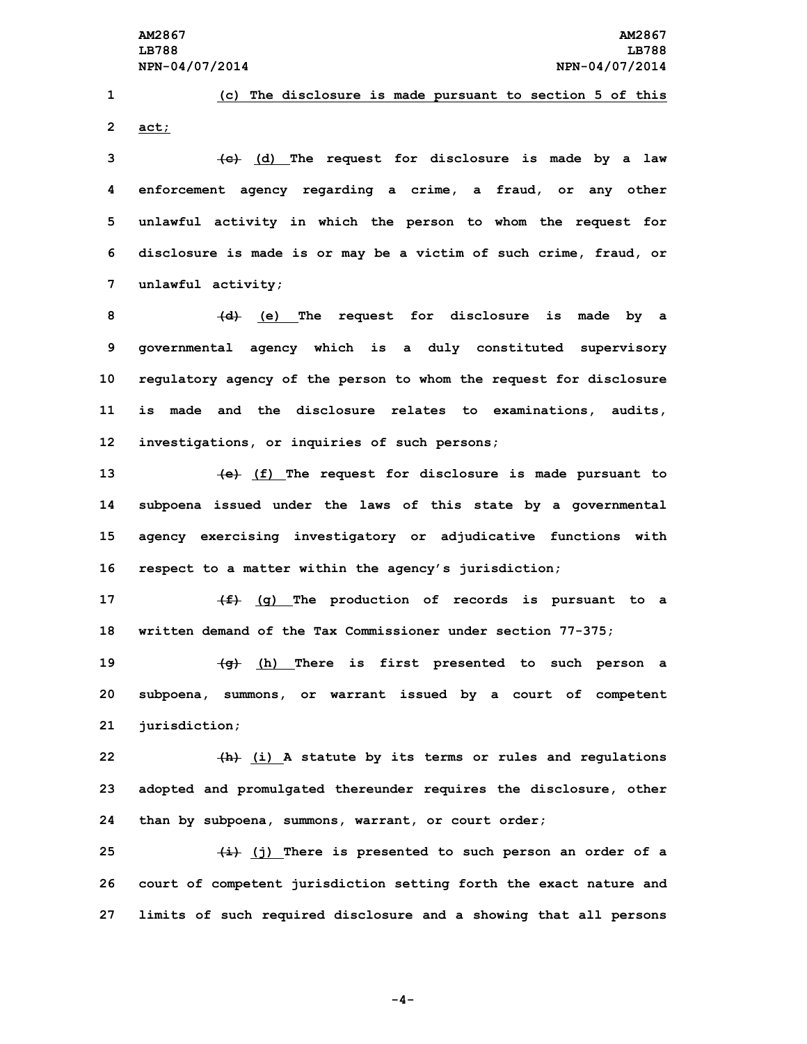(c) The disclosure is made pursuant to section 5 of this act;

~~(c)~~ (d) The request for disclosure is made by a law enforcement agency regarding a crime, a fraud, or any other unlawful activity in which the person to whom the request for disclosure is made is or may be a victim of such crime, fraud, or unlawful activity;

~~(d)~~ (e) The request for disclosure is made by a governmental agency which is a duly constituted supervisory regulatory agency of the person to whom the request for disclosure is made and the disclosure relates to examinations, audits, investigations, or inquiries of such persons;

~~(e)~~ (f) The request for disclosure is made pursuant to subpoena issued under the laws of this state by a governmental agency exercising investigatory or adjudicative functions with respect to a matter within the agency's jurisdiction;

~~(f)~~ (g) The production of records is pursuant to a written demand of the Tax Commissioner under section 77-375;

~~(g)~~ (h) There is first presented to such person a subpoena, summons, or warrant issued by a court of competent jurisdiction;

~~(h)~~ (i) A statute by its terms or rules and regulations adopted and promulgated thereunder requires the disclosure, other than by subpoena, summons, warrant, or court order;

~~(i)~~ (j) There is presented to such person an order of a court of competent jurisdiction setting forth the exact nature and limits of such required disclosure and a showing that all persons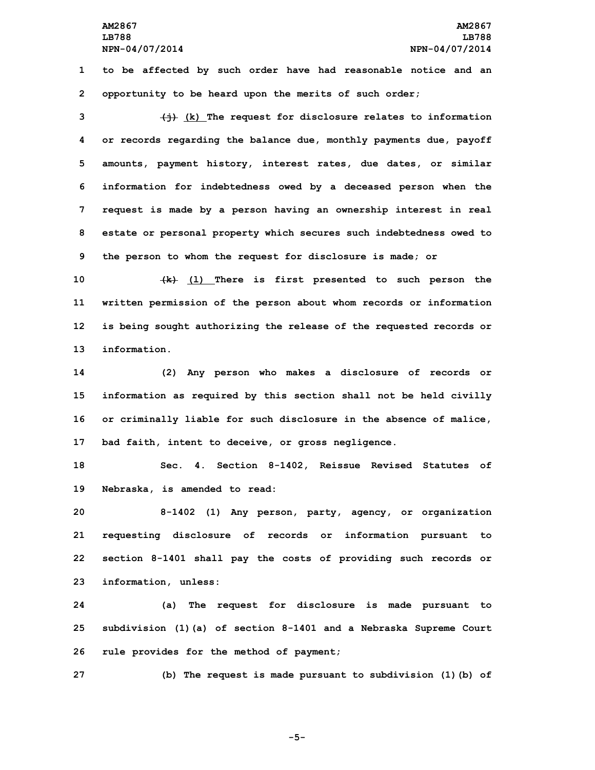to be affected by such order have had reasonable notice and an opportunity to be heard upon the merits of such order;

~~(j)~~ (k) The request for disclosure relates to information or records regarding the balance due, monthly payments due, payoff amounts, payment history, interest rates, due dates, or similar information for indebtedness owed by a deceased person when the request is made by a person having an ownership interest in real estate or personal property which secures such indebtedness owed to the person to whom the request for disclosure is made; or

~~(k)~~ (l) There is first presented to such person the written permission of the person about whom records or information is being sought authorizing the release of the requested records or information.

(2) Any person who makes a disclosure of records or information as required by this section shall not be held civilly or criminally liable for such disclosure in the absence of malice, bad faith, intent to deceive, or gross negligence.

Sec. 4. Section 8-1402, Reissue Revised Statutes of Nebraska, is amended to read:

8-1402 (1) Any person, party, agency, or organization requesting disclosure of records or information pursuant to section 8-1401 shall pay the costs of providing such records or information, unless:

(a) The request for disclosure is made pursuant to subdivision (1)(a) of section 8-1401 and a Nebraska Supreme Court rule provides for the method of payment;

(b) The request is made pursuant to subdivision (1)(b) of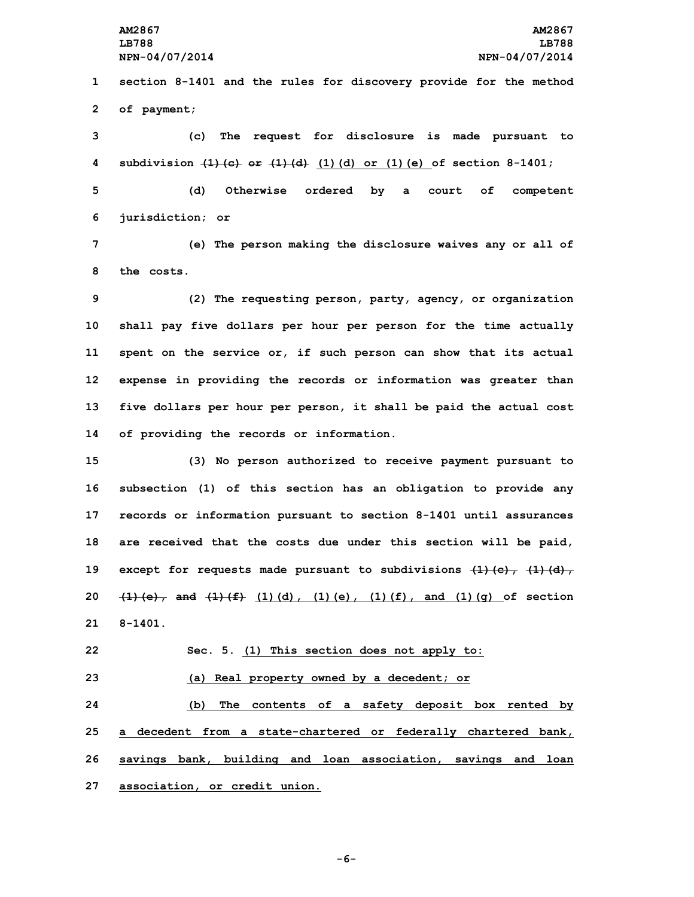section 8-1401 and the rules for discovery provide for the method of payment;

(c) The request for disclosure is made pursuant to subdivision ~~(1)(c) or (1)(d)~~ <u>(1)(d) or (1)(e)</u> of section 8-1401;

(d) Otherwise ordered by a court of competent jurisdiction; or

(e) The person making the disclosure waives any or all of the costs.

(2) The requesting person, party, agency, or organization shall pay five dollars per hour per person for the time actually spent on the service or, if such person can show that its actual expense in providing the records or information was greater than five dollars per hour per person, it shall be paid the actual cost of providing the records or information.

(3) No person authorized to receive payment pursuant to subsection (1) of this section has an obligation to provide any records or information pursuant to section 8-1401 until assurances are received that the costs due under this section will be paid, except for requests made pursuant to subdivisions ~~(1)(c), (1)(d), (1)(e), and (1)(f)~~ <u>(1)(d), (1)(e), (1)(f), and (1)(g)</u> of section 8-1401.

Sec. 5. <u>(1) This section does not apply to:</u>

<u>(a) Real property owned by a decedent; or</u>

<u>(b) The contents of a safety deposit box rented by a decedent from a state-chartered or federally chartered bank, savings bank, building and loan association, savings and loan association, or credit union.</u>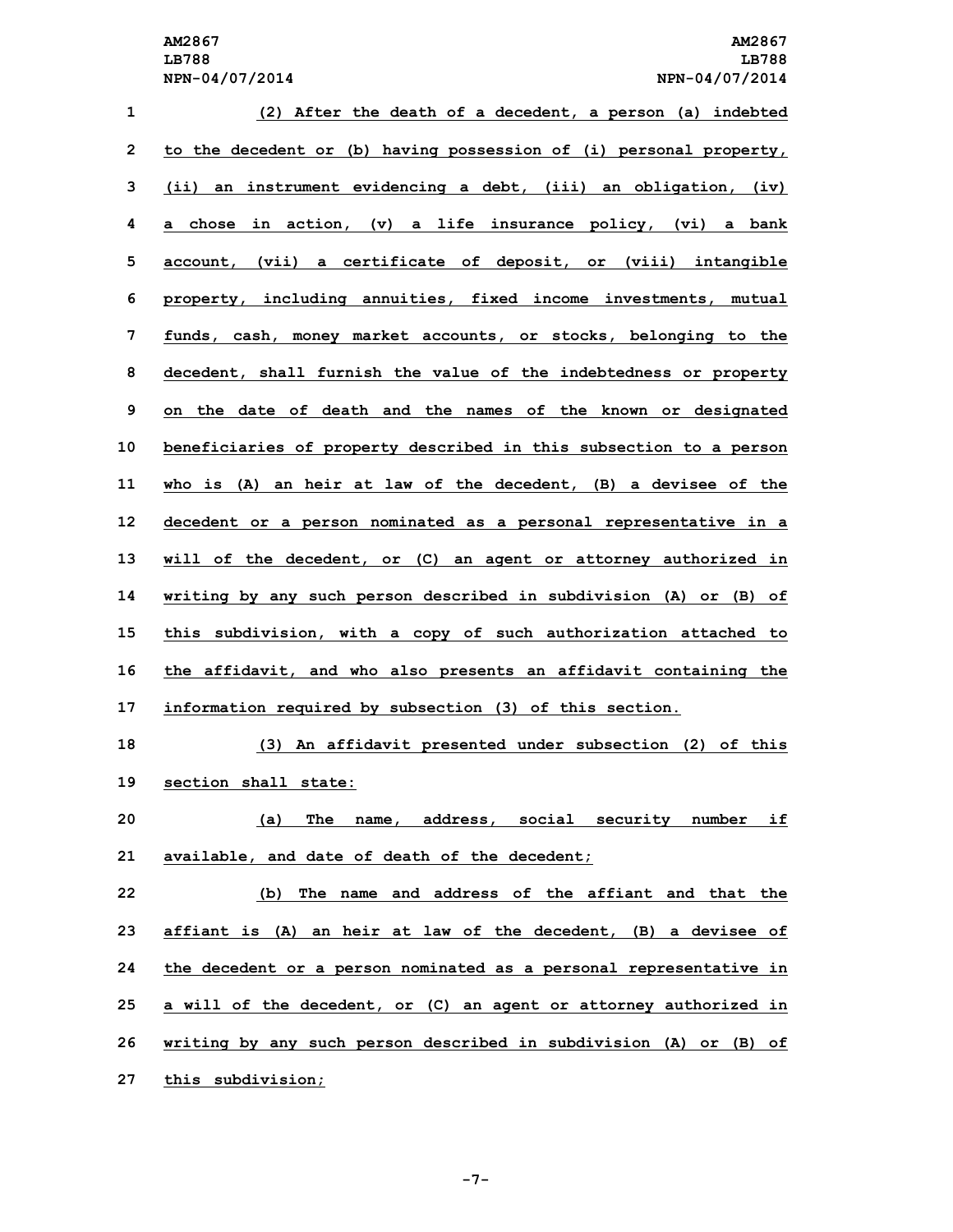(2) After the death of a decedent, a person (a) indebted to the decedent or (b) having possession of (i) personal property, (ii) an instrument evidencing a debt, (iii) an obligation, (iv) a chose in action, (v) a life insurance policy, (vi) a bank account, (vii) a certificate of deposit, or (viii) intangible property, including annuities, fixed income investments, mutual funds, cash, money market accounts, or stocks, belonging to the decedent, shall furnish the value of the indebtedness or property on the date of death and the names of the known or designated beneficiaries of property described in this subsection to a person who is (A) an heir at law of the decedent, (B) a devisee of the decedent or a person nominated as a personal representative in a will of the decedent, or (C) an agent or attorney authorized in writing by any such person described in subdivision (A) or (B) of this subdivision, with a copy of such authorization attached to the affidavit, and who also presents an affidavit containing the information required by subsection (3) of this section.

(3) An affidavit presented under subsection (2) of this section shall state:

(a) The name, address, social security number if available, and date of death of the decedent;

(b) The name and address of the affiant and that the affiant is (A) an heir at law of the decedent, (B) a devisee of the decedent or a person nominated as a personal representative in a will of the decedent, or (C) an agent or attorney authorized in writing by any such person described in subdivision (A) or (B) of this subdivision;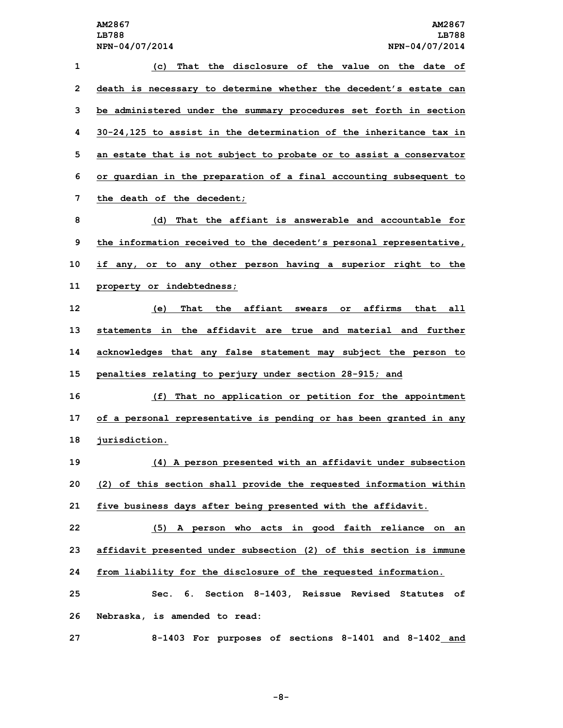(c) That the disclosure of the value on the date of death is necessary to determine whether the decedent's estate can be administered under the summary procedures set forth in section 30-24,125 to assist in the determination of the inheritance tax in an estate that is not subject to probate or to assist a conservator or guardian in the preparation of a final accounting subsequent to the death of the decedent;

(d) That the affiant is answerable and accountable for the information received to the decedent's personal representative, if any, or to any other person having a superior right to the property or indebtedness;

(e) That the affiant swears or affirms that all statements in the affidavit are true and material and further acknowledges that any false statement may subject the person to penalties relating to perjury under section 28-915; and

(f) That no application or petition for the appointment of a personal representative is pending or has been granted in any jurisdiction.

(4) A person presented with an affidavit under subsection (2) of this section shall provide the requested information within five business days after being presented with the affidavit.

(5) A person who acts in good faith reliance on an affidavit presented under subsection (2) of this section is immune from liability for the disclosure of the requested information.

Sec. 6. Section 8-1403, Reissue Revised Statutes of Nebraska, is amended to read:

8-1403 For purposes of sections 8-1401 and 8-1402 and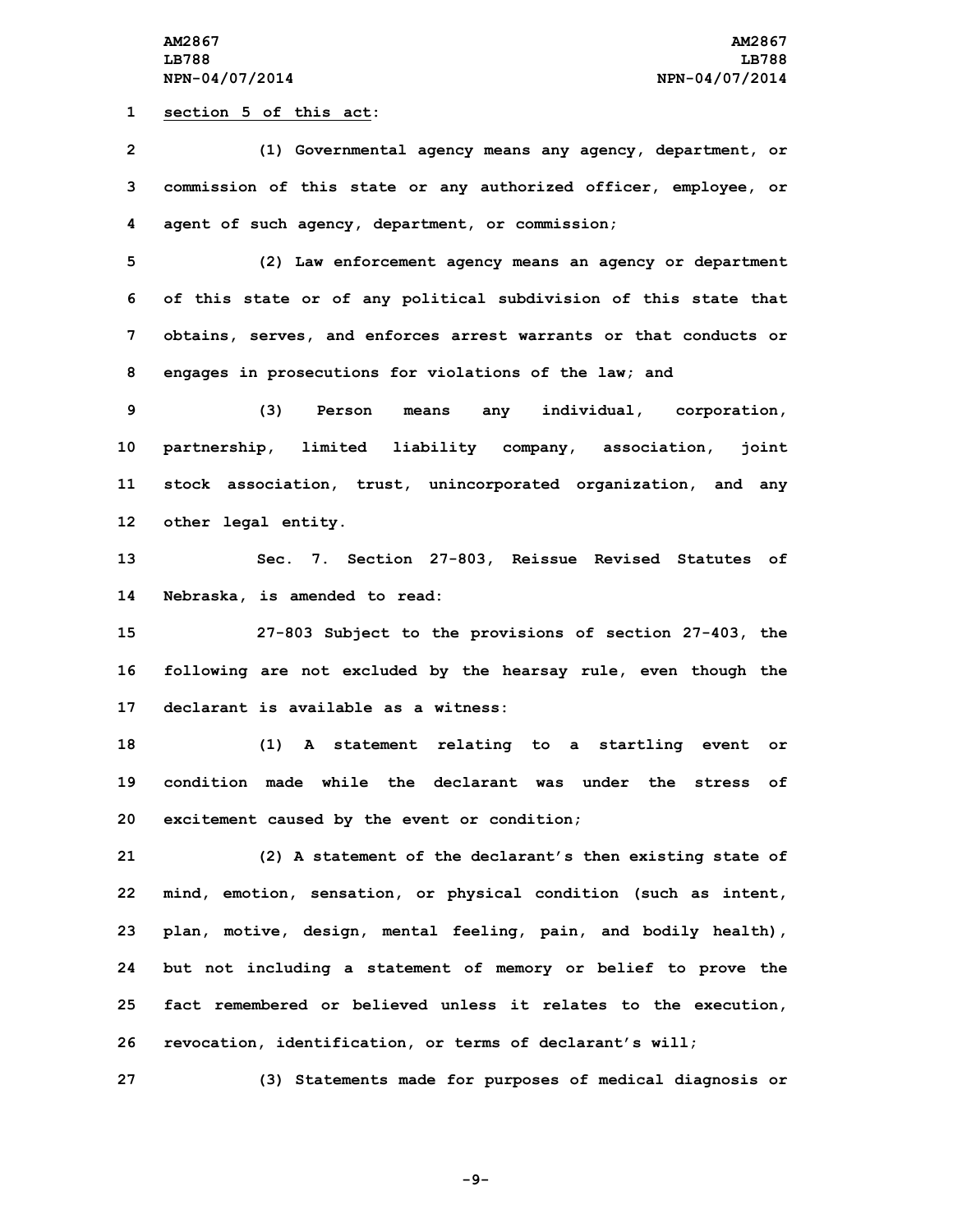section 5 of this act:

(1) Governmental agency means any agency, department, or commission of this state or any authorized officer, employee, or agent of such agency, department, or commission;

(2) Law enforcement agency means an agency or department of this state or of any political subdivision of this state that obtains, serves, and enforces arrest warrants or that conducts or engages in prosecutions for violations of the law; and

(3) Person means any individual, corporation, partnership, limited liability company, association, joint stock association, trust, unincorporated organization, and any other legal entity.

Sec. 7. Section 27-803, Reissue Revised Statutes of Nebraska, is amended to read:

27-803 Subject to the provisions of section 27-403, the following are not excluded by the hearsay rule, even though the declarant is available as a witness:

(1) A statement relating to a startling event or condition made while the declarant was under the stress of excitement caused by the event or condition;

(2) A statement of the declarant's then existing state of mind, emotion, sensation, or physical condition (such as intent, plan, motive, design, mental feeling, pain, and bodily health), but not including a statement of memory or belief to prove the fact remembered or believed unless it relates to the execution, revocation, identification, or terms of declarant's will;

(3) Statements made for purposes of medical diagnosis or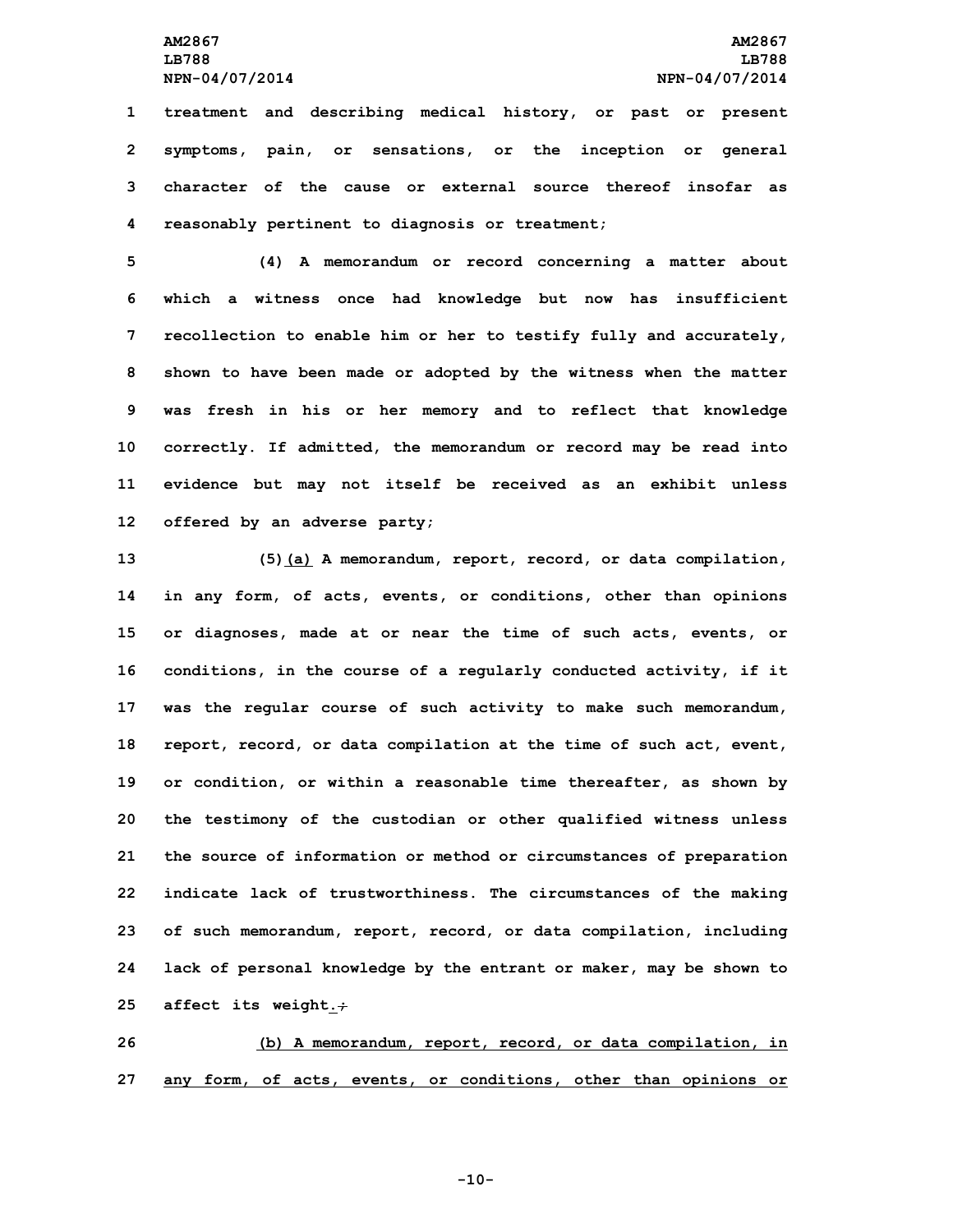treatment and describing medical history, or past or present symptoms, pain, or sensations, or the inception or general character of the cause or external source thereof insofar as reasonably pertinent to diagnosis or treatment;

(4) A memorandum or record concerning a matter about which a witness once had knowledge but now has insufficient recollection to enable him or her to testify fully and accurately, shown to have been made or adopted by the witness when the matter was fresh in his or her memory and to reflect that knowledge correctly. If admitted, the memorandum or record may be read into evidence but may not itself be received as an exhibit unless offered by an adverse party;

(5)(a) A memorandum, report, record, or data compilation, in any form, of acts, events, or conditions, other than opinions or diagnoses, made at or near the time of such acts, events, or conditions, in the course of a regularly conducted activity, if it was the regular course of such activity to make such memorandum, report, record, or data compilation at the time of such act, event, or condition, or within a reasonable time thereafter, as shown by the testimony of the custodian or other qualified witness unless the source of information or method or circumstances of preparation indicate lack of trustworthiness. The circumstances of the making of such memorandum, report, record, or data compilation, including lack of personal knowledge by the entrant or maker, may be shown to affect its weight.~~;~~

(b) A memorandum, report, record, or data compilation, in any form, of acts, events, or conditions, other than opinions or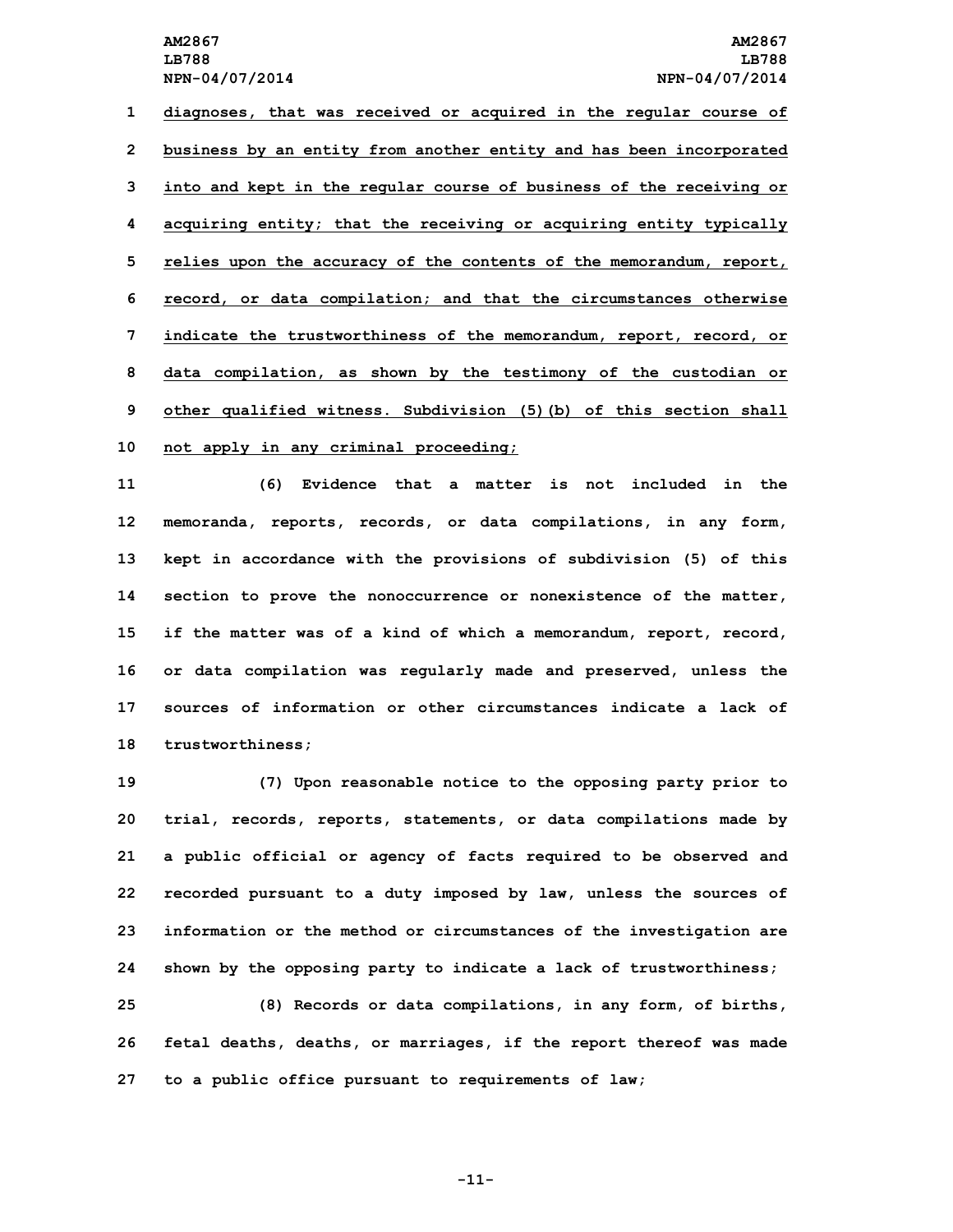diagnoses, that was received or acquired in the regular course of business by an entity from another entity and has been incorporated into and kept in the regular course of business of the receiving or acquiring entity; that the receiving or acquiring entity typically relies upon the accuracy of the contents of the memorandum, report, record, or data compilation; and that the circumstances otherwise indicate the trustworthiness of the memorandum, report, record, or data compilation, as shown by the testimony of the custodian or other qualified witness. Subdivision (5)(b) of this section shall not apply in any criminal proceeding;

(6) Evidence that a matter is not included in the memoranda, reports, records, or data compilations, in any form, kept in accordance with the provisions of subdivision (5) of this section to prove the nonoccurrence or nonexistence of the matter, if the matter was of a kind of which a memorandum, report, record, or data compilation was regularly made and preserved, unless the sources of information or other circumstances indicate a lack of trustworthiness;

(7) Upon reasonable notice to the opposing party prior to trial, records, reports, statements, or data compilations made by a public official or agency of facts required to be observed and recorded pursuant to a duty imposed by law, unless the sources of information or the method or circumstances of the investigation are shown by the opposing party to indicate a lack of trustworthiness;

(8) Records or data compilations, in any form, of births, fetal deaths, deaths, or marriages, if the report thereof was made to a public office pursuant to requirements of law;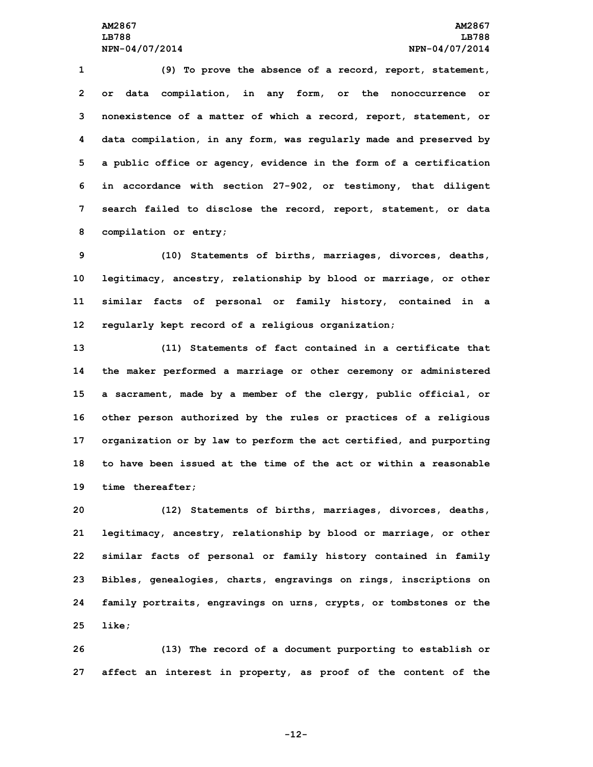(9) To prove the absence of a record, report, statement, or data compilation, in any form, or the nonoccurrence or nonexistence of a matter of which a record, report, statement, or data compilation, in any form, was regularly made and preserved by a public office or agency, evidence in the form of a certification in accordance with section 27-902, or testimony, that diligent search failed to disclose the record, report, statement, or data compilation or entry;

(10) Statements of births, marriages, divorces, deaths, legitimacy, ancestry, relationship by blood or marriage, or other similar facts of personal or family history, contained in a regularly kept record of a religious organization;

(11) Statements of fact contained in a certificate that the maker performed a marriage or other ceremony or administered a sacrament, made by a member of the clergy, public official, or other person authorized by the rules or practices of a religious organization or by law to perform the act certified, and purporting to have been issued at the time of the act or within a reasonable time thereafter;

(12) Statements of births, marriages, divorces, deaths, legitimacy, ancestry, relationship by blood or marriage, or other similar facts of personal or family history contained in family Bibles, genealogies, charts, engravings on rings, inscriptions on family portraits, engravings on urns, crypts, or tombstones or the like;

(13) The record of a document purporting to establish or affect an interest in property, as proof of the content of the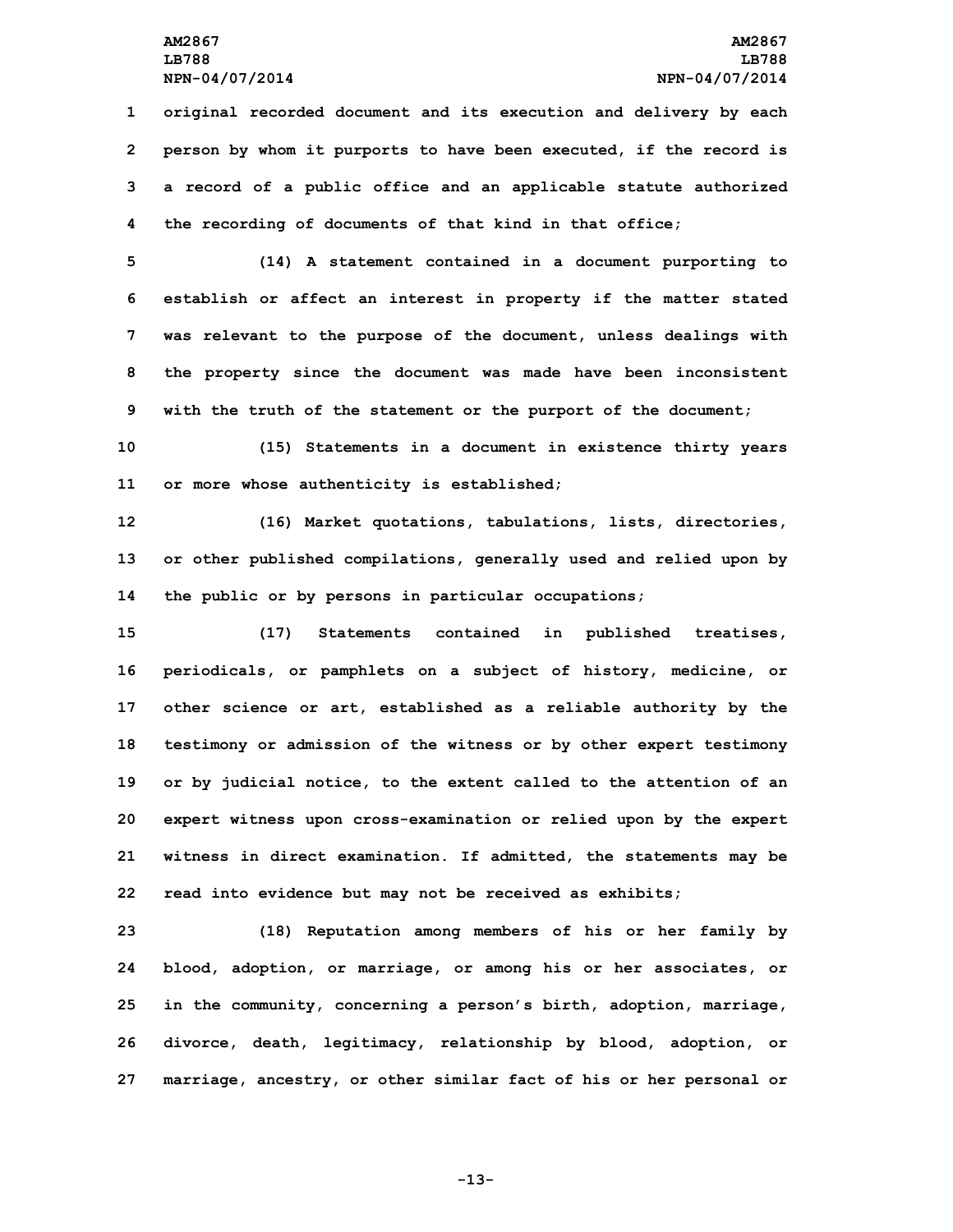original recorded document and its execution and delivery by each person by whom it purports to have been executed, if the record is a record of a public office and an applicable statute authorized the recording of documents of that kind in that office;

(14) A statement contained in a document purporting to establish or affect an interest in property if the matter stated was relevant to the purpose of the document, unless dealings with the property since the document was made have been inconsistent with the truth of the statement or the purport of the document;

(15) Statements in a document in existence thirty years or more whose authenticity is established;

(16) Market quotations, tabulations, lists, directories, or other published compilations, generally used and relied upon by the public or by persons in particular occupations;

(17) Statements contained in published treatises, periodicals, or pamphlets on a subject of history, medicine, or other science or art, established as a reliable authority by the testimony or admission of the witness or by other expert testimony or by judicial notice, to the extent called to the attention of an expert witness upon cross-examination or relied upon by the expert witness in direct examination. If admitted, the statements may be read into evidence but may not be received as exhibits;

(18) Reputation among members of his or her family by blood, adoption, or marriage, or among his or her associates, or in the community, concerning a person's birth, adoption, marriage, divorce, death, legitimacy, relationship by blood, adoption, or marriage, ancestry, or other similar fact of his or her personal or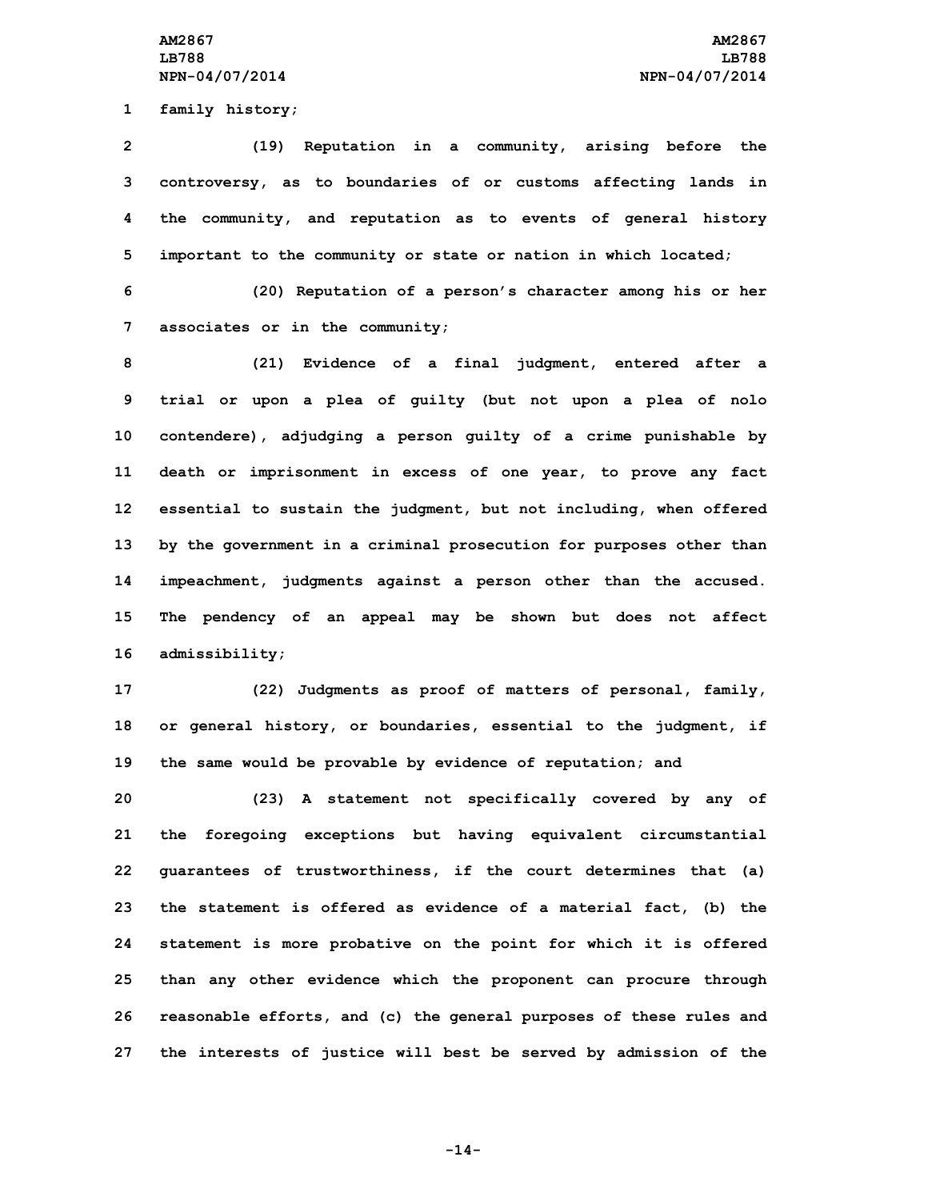family history;

(19) Reputation in a community, arising before the controversy, as to boundaries of or customs affecting lands in the community, and reputation as to events of general history important to the community or state or nation in which located;

(20) Reputation of a person's character among his or her associates or in the community;

(21) Evidence of a final judgment, entered after a trial or upon a plea of guilty (but not upon a plea of nolo contendere), adjudging a person guilty of a crime punishable by death or imprisonment in excess of one year, to prove any fact essential to sustain the judgment, but not including, when offered by the government in a criminal prosecution for purposes other than impeachment, judgments against a person other than the accused. The pendency of an appeal may be shown but does not affect admissibility;

(22) Judgments as proof of matters of personal, family, or general history, or boundaries, essential to the judgment, if the same would be provable by evidence of reputation; and

(23) A statement not specifically covered by any of the foregoing exceptions but having equivalent circumstantial guarantees of trustworthiness, if the court determines that (a) the statement is offered as evidence of a material fact, (b) the statement is more probative on the point for which it is offered than any other evidence which the proponent can procure through reasonable efforts, and (c) the general purposes of these rules and the interests of justice will best be served by admission of the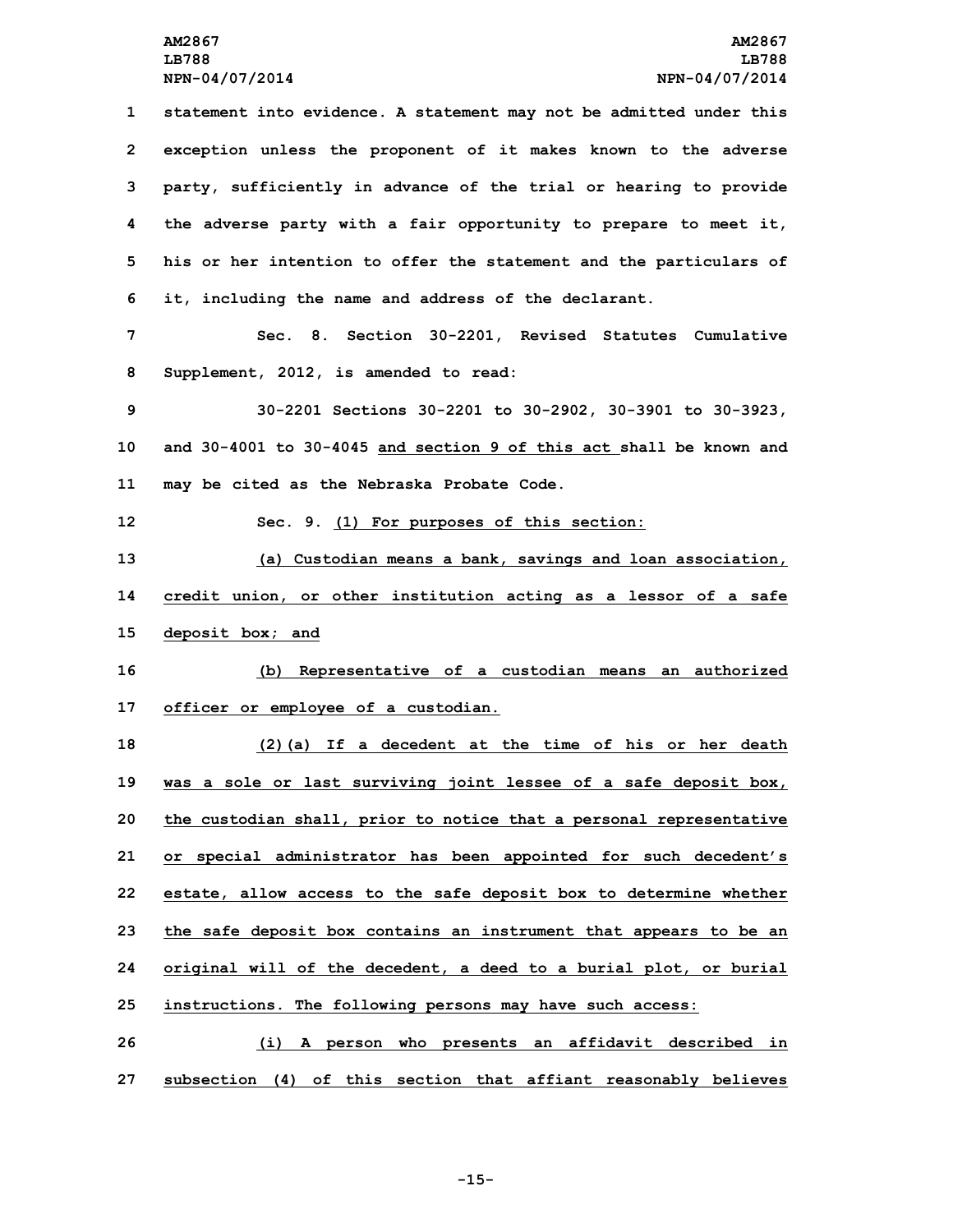statement into evidence. A statement may not be admitted under this exception unless the proponent of it makes known to the adverse party, sufficiently in advance of the trial or hearing to provide the adverse party with a fair opportunity to prepare to meet it, his or her intention to offer the statement and the particulars of it, including the name and address of the declarant.

Sec. 8. Section 30-2201, Revised Statutes Cumulative Supplement, 2012, is amended to read:

30-2201 Sections 30-2201 to 30-2902, 30-3901 to 30-3923, and 30-4001 to 30-4045 <u>and section 9 of this act</u> shall be known and may be cited as the Nebraska Probate Code.

Sec. 9. <u>(1) For purposes of this section:</u>

<u>(a) Custodian means a bank, savings and loan association, credit union, or other institution acting as a lessor of a safe deposit box; and</u>

<u>(b) Representative of a custodian means an authorized officer or employee of a custodian.</u>

<u>(2)(a) If a decedent at the time of his or her death was a sole or last surviving joint lessee of a safe deposit box, the custodian shall, prior to notice that a personal representative or special administrator has been appointed for such decedent's estate, allow access to the safe deposit box to determine whether the safe deposit box contains an instrument that appears to be an original will of the decedent, a deed to a burial plot, or burial instructions. The following persons may have such access:</u>

<u>(i) A person who presents an affidavit described in subsection (4) of this section that affiant reasonably believes</u>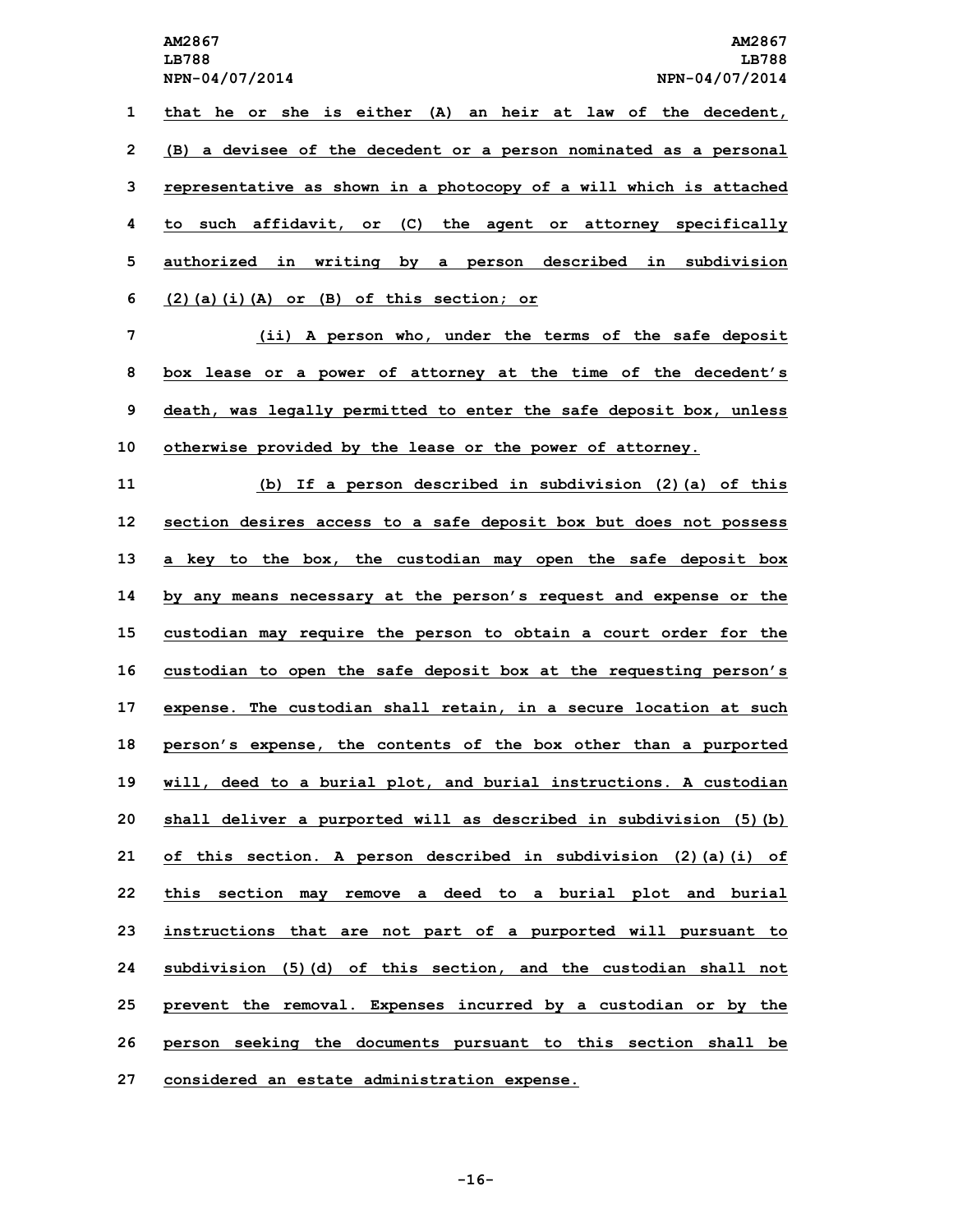that he or she is either (A) an heir at law of the decedent, (B) a devisee of the decedent or a person nominated as a personal representative as shown in a photocopy of a will which is attached to such affidavit, or (C) the agent or attorney specifically authorized in writing by a person described in subdivision (2)(a)(i)(A) or (B) of this section; or

(ii) A person who, under the terms of the safe deposit box lease or a power of attorney at the time of the decedent's death, was legally permitted to enter the safe deposit box, unless otherwise provided by the lease or the power of attorney.

(b) If a person described in subdivision (2)(a) of this section desires access to a safe deposit box but does not possess a key to the box, the custodian may open the safe deposit box by any means necessary at the person's request and expense or the custodian may require the person to obtain a court order for the custodian to open the safe deposit box at the requesting person's expense. The custodian shall retain, in a secure location at such person's expense, the contents of the box other than a purported will, deed to a burial plot, and burial instructions. A custodian shall deliver a purported will as described in subdivision (5)(b) of this section. A person described in subdivision (2)(a)(i) of this section may remove a deed to a burial plot and burial instructions that are not part of a purported will pursuant to subdivision (5)(d) of this section, and the custodian shall not prevent the removal. Expenses incurred by a custodian or by the person seeking the documents pursuant to this section shall be considered an estate administration expense.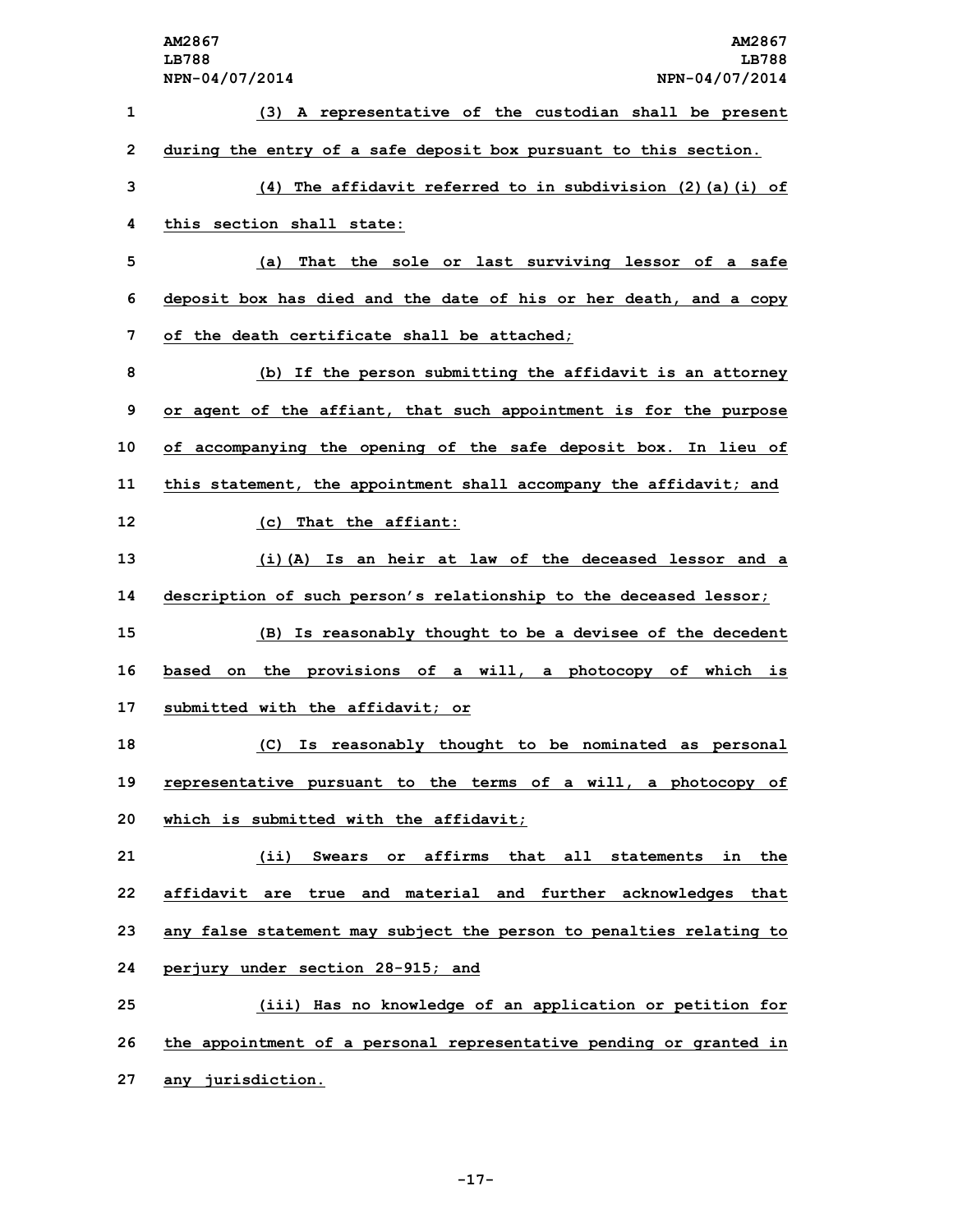(3) A representative of the custodian shall be present during the entry of a safe deposit box pursuant to this section.

(4) The affidavit referred to in subdivision (2)(a)(i) of this section shall state:

(a) That the sole or last surviving lessor of a safe deposit box has died and the date of his or her death, and a copy of the death certificate shall be attached;

(b) If the person submitting the affidavit is an attorney or agent of the affiant, that such appointment is for the purpose of accompanying the opening of the safe deposit box. In lieu of this statement, the appointment shall accompany the affidavit; and

(c) That the affiant:

(i)(A) Is an heir at law of the deceased lessor and a description of such person's relationship to the deceased lessor;

(B) Is reasonably thought to be a devisee of the decedent based on the provisions of a will, a photocopy of which is submitted with the affidavit; or

(C) Is reasonably thought to be nominated as personal representative pursuant to the terms of a will, a photocopy of which is submitted with the affidavit;

(ii) Swears or affirms that all statements in the affidavit are true and material and further acknowledges that any false statement may subject the person to penalties relating to perjury under section 28-915; and

(iii) Has no knowledge of an application or petition for the appointment of a personal representative pending or granted in any jurisdiction.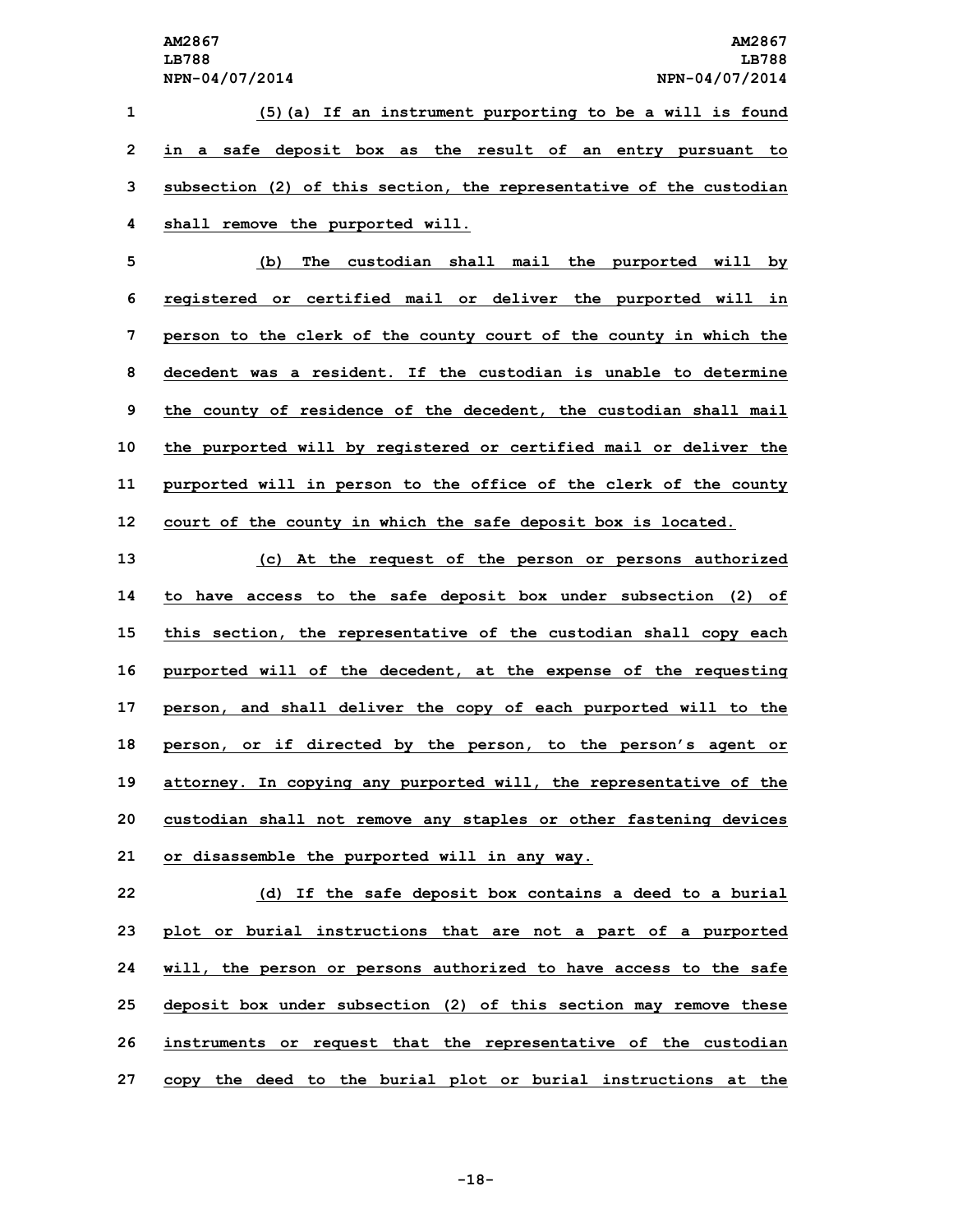(5)(a) If an instrument purporting to be a will is found in a safe deposit box as the result of an entry pursuant to subsection (2) of this section, the representative of the custodian shall remove the purported will.

(b) The custodian shall mail the purported will by registered or certified mail or deliver the purported will in person to the clerk of the county court of the county in which the decedent was a resident. If the custodian is unable to determine the county of residence of the decedent, the custodian shall mail the purported will by registered or certified mail or deliver the purported will in person to the office of the clerk of the county court of the county in which the safe deposit box is located.

(c) At the request of the person or persons authorized to have access to the safe deposit box under subsection (2) of this section, the representative of the custodian shall copy each purported will of the decedent, at the expense of the requesting person, and shall deliver the copy of each purported will to the person, or if directed by the person, to the person's agent or attorney. In copying any purported will, the representative of the custodian shall not remove any staples or other fastening devices or disassemble the purported will in any way.

(d) If the safe deposit box contains a deed to a burial plot or burial instructions that are not a part of a purported will, the person or persons authorized to have access to the safe deposit box under subsection (2) of this section may remove these instruments or request that the representative of the custodian copy the deed to the burial plot or burial instructions at the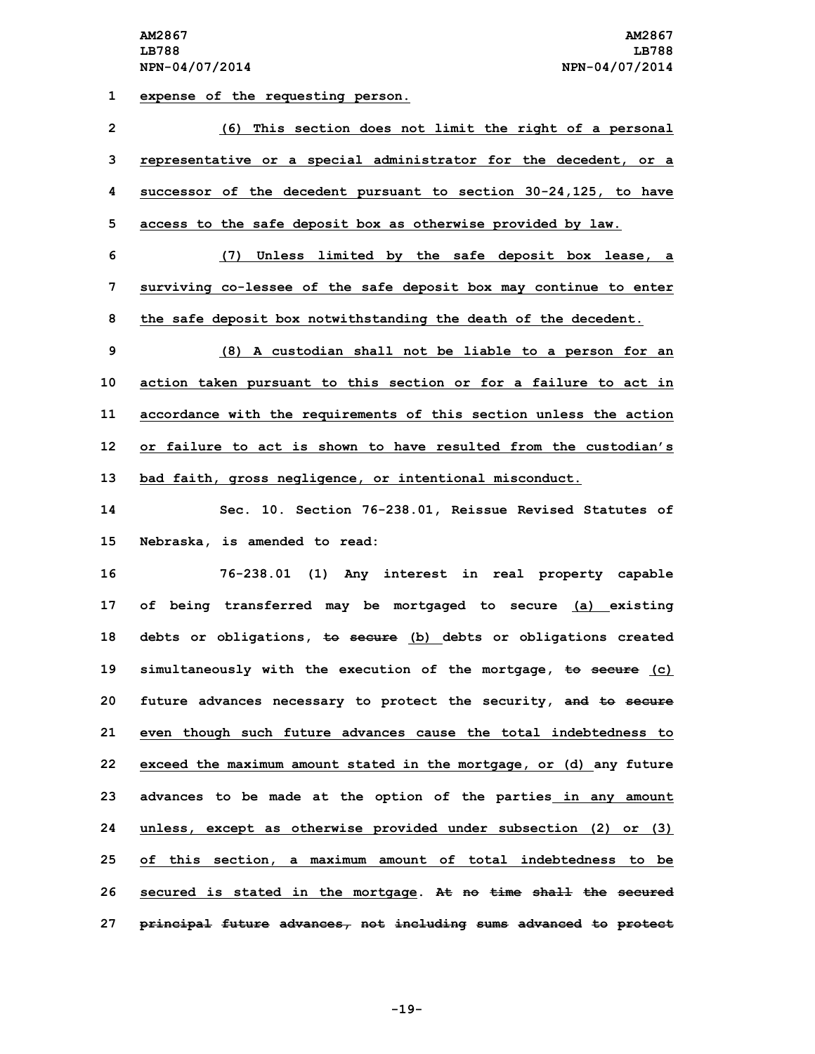expense of the requesting person.

(6) This section does not limit the right of a personal representative or a special administrator for the decedent, or a successor of the decedent pursuant to section 30-24,125, to have access to the safe deposit box as otherwise provided by law.

(7) Unless limited by the safe deposit box lease, a surviving co-lessee of the safe deposit box may continue to enter the safe deposit box notwithstanding the death of the decedent.

(8) A custodian shall not be liable to a person for an action taken pursuant to this section or for a failure to act in accordance with the requirements of this section unless the action or failure to act is shown to have resulted from the custodian's bad faith, gross negligence, or intentional misconduct.

Sec. 10. Section 76-238.01, Reissue Revised Statutes of Nebraska, is amended to read:

76-238.01 (1) Any interest in real property capable of being transferred may be mortgaged to secure (a) existing debts or obligations, ~~to secure~~ (b) debts or obligations created simultaneously with the execution of the mortgage, ~~to secure~~ (c) future advances necessary to protect the security, ~~and to secure~~ even though such future advances cause the total indebtedness to exceed the maximum amount stated in the mortgage, or (d) any future advances to be made at the option of the parties in any amount unless, except as otherwise provided under subsection (2) or (3) of this section, a maximum amount of total indebtedness to be secured is stated in the mortgage. ~~At no time shall the secured principal future advances, not including sums advanced to protect~~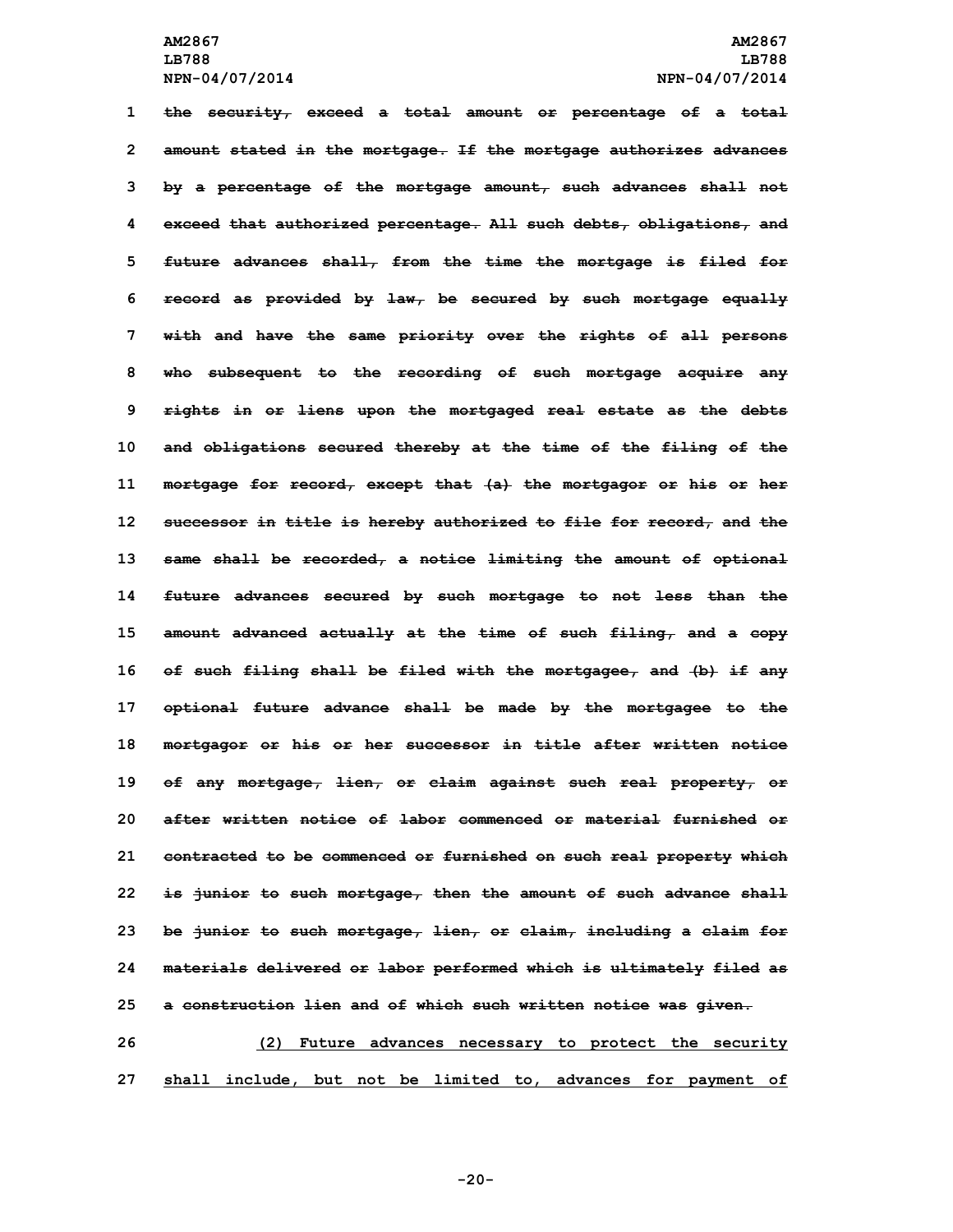~~the security, exceed a total amount or percentage of a total amount stated in the mortgage. If the mortgage authorizes advances by a percentage of the mortgage amount, such advances shall not exceed that authorized percentage. All such debts, obligations, and future advances shall, from the time the mortgage is filed for record as provided by law, be secured by such mortgage equally with and have the same priority over the rights of all persons who subsequent to the recording of such mortgage acquire any rights in or liens upon the mortgaged real estate as the debts and obligations secured thereby at the time of the filing of the mortgage for record, except that (a) the mortgagor or his or her successor in title is hereby authorized to file for record, and the same shall be recorded, a notice limiting the amount of optional future advances secured by such mortgage to not less than the amount advanced actually at the time of such filing, and a copy of such filing shall be filed with the mortgagee, and (b) if any optional future advance shall be made by the mortgagee to the mortgagor or his or her successor in title after written notice of any mortgage, lien, or claim against such real property, or after written notice of labor commenced or material furnished or contracted to be commenced or furnished on such real property which is junior to such mortgage, then the amount of such advance shall be junior to such mortgage, lien, or claim, including a claim for materials delivered or labor performed which is ultimately filed as a construction lien and of which such written notice was given.~~

<u>(2) Future advances necessary to protect the security shall include, but not be limited to, advances for payment of</u>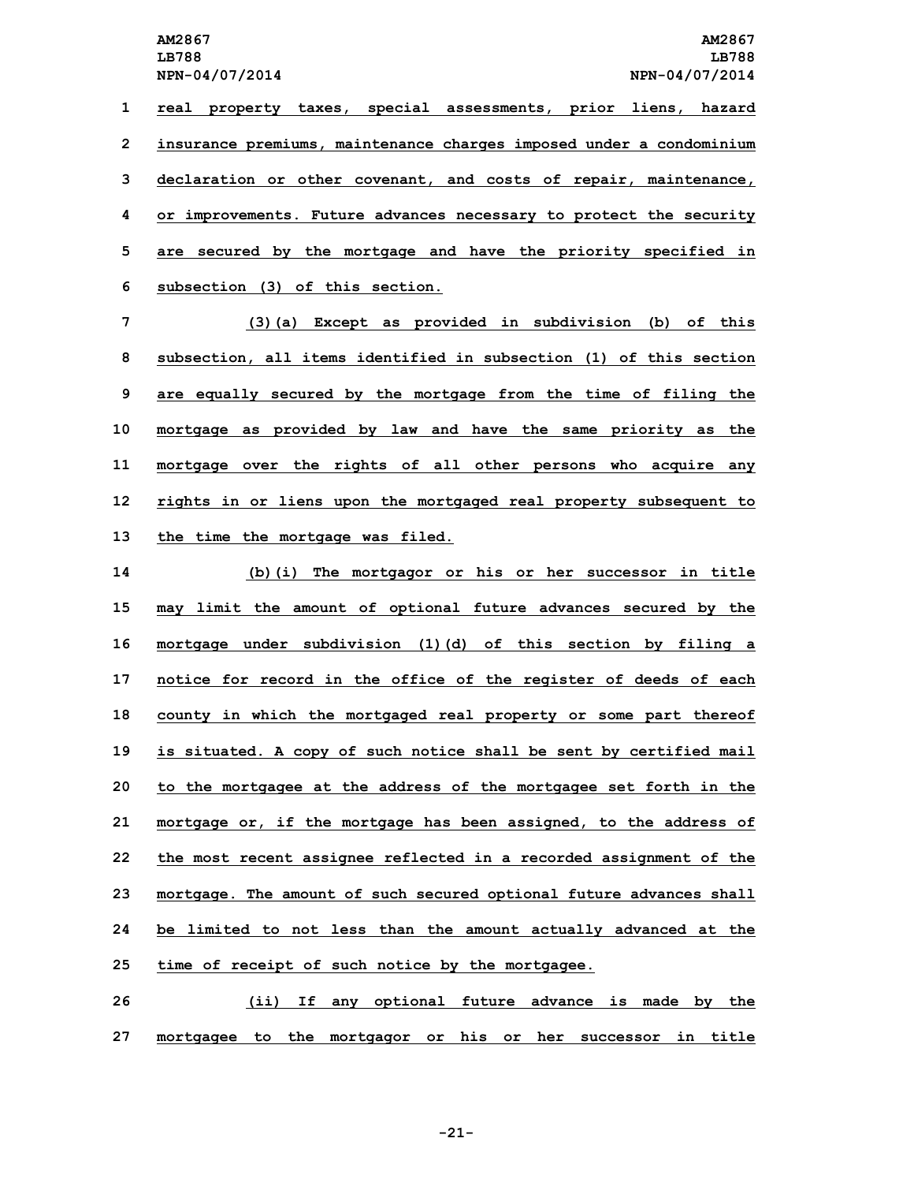real property taxes, special assessments, prior liens, hazard insurance premiums, maintenance charges imposed under a condominium declaration or other covenant, and costs of repair, maintenance, or improvements. Future advances necessary to protect the security are secured by the mortgage and have the priority specified in subsection (3) of this section.

(3)(a) Except as provided in subdivision (b) of this subsection, all items identified in subsection (1) of this section are equally secured by the mortgage from the time of filing the mortgage as provided by law and have the same priority as the mortgage over the rights of all other persons who acquire any rights in or liens upon the mortgaged real property subsequent to the time the mortgage was filed.

(b)(i) The mortgagor or his or her successor in title may limit the amount of optional future advances secured by the mortgage under subdivision (1)(d) of this section by filing a notice for record in the office of the register of deeds of each county in which the mortgaged real property or some part thereof is situated. A copy of such notice shall be sent by certified mail to the mortgagee at the address of the mortgagee set forth in the mortgage or, if the mortgage has been assigned, to the address of the most recent assignee reflected in a recorded assignment of the mortgage. The amount of such secured optional future advances shall be limited to not less than the amount actually advanced at the time of receipt of such notice by the mortgagee.

(ii) If any optional future advance is made by the mortgagee to the mortgagor or his or her successor in title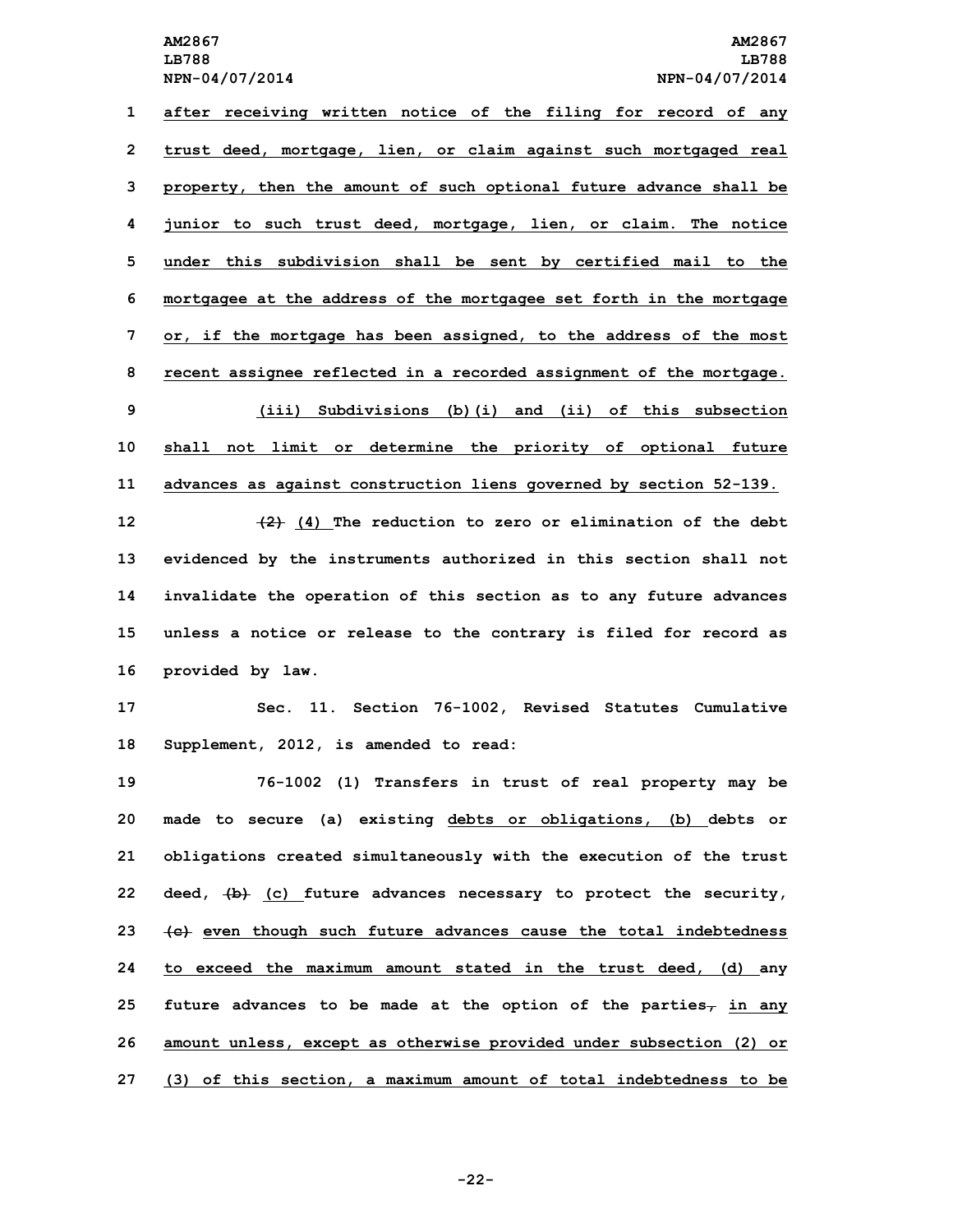after receiving written notice of the filing for record of any trust deed, mortgage, lien, or claim against such mortgaged real property, then the amount of such optional future advance shall be junior to such trust deed, mortgage, lien, or claim. The notice under this subdivision shall be sent by certified mail to the mortgagee at the address of the mortgagee set forth in the mortgage or, if the mortgage has been assigned, to the address of the most recent assignee reflected in a recorded assignment of the mortgage.

(iii) Subdivisions (b)(i) and (ii) of this subsection shall not limit or determine the priority of optional future advances as against construction liens governed by section 52-139.

~~(2)~~ (4) The reduction to zero or elimination of the debt evidenced by the instruments authorized in this section shall not invalidate the operation of this section as to any future advances unless a notice or release to the contrary is filed for record as provided by law.

Sec. 11. Section 76-1002, Revised Statutes Cumulative Supplement, 2012, is amended to read:

76-1002 (1) Transfers in trust of real property may be made to secure (a) existing debts or obligations, (b) debts or obligations created simultaneously with the execution of the trust deed, ~~(b)~~ (c) future advances necessary to protect the security, ~~(c)~~ even though such future advances cause the total indebtedness to exceed the maximum amount stated in the trust deed, (d) any future advances to be made at the option of the parties~~,~~ in any amount unless, except as otherwise provided under subsection (2) or (3) of this section, a maximum amount of total indebtedness to be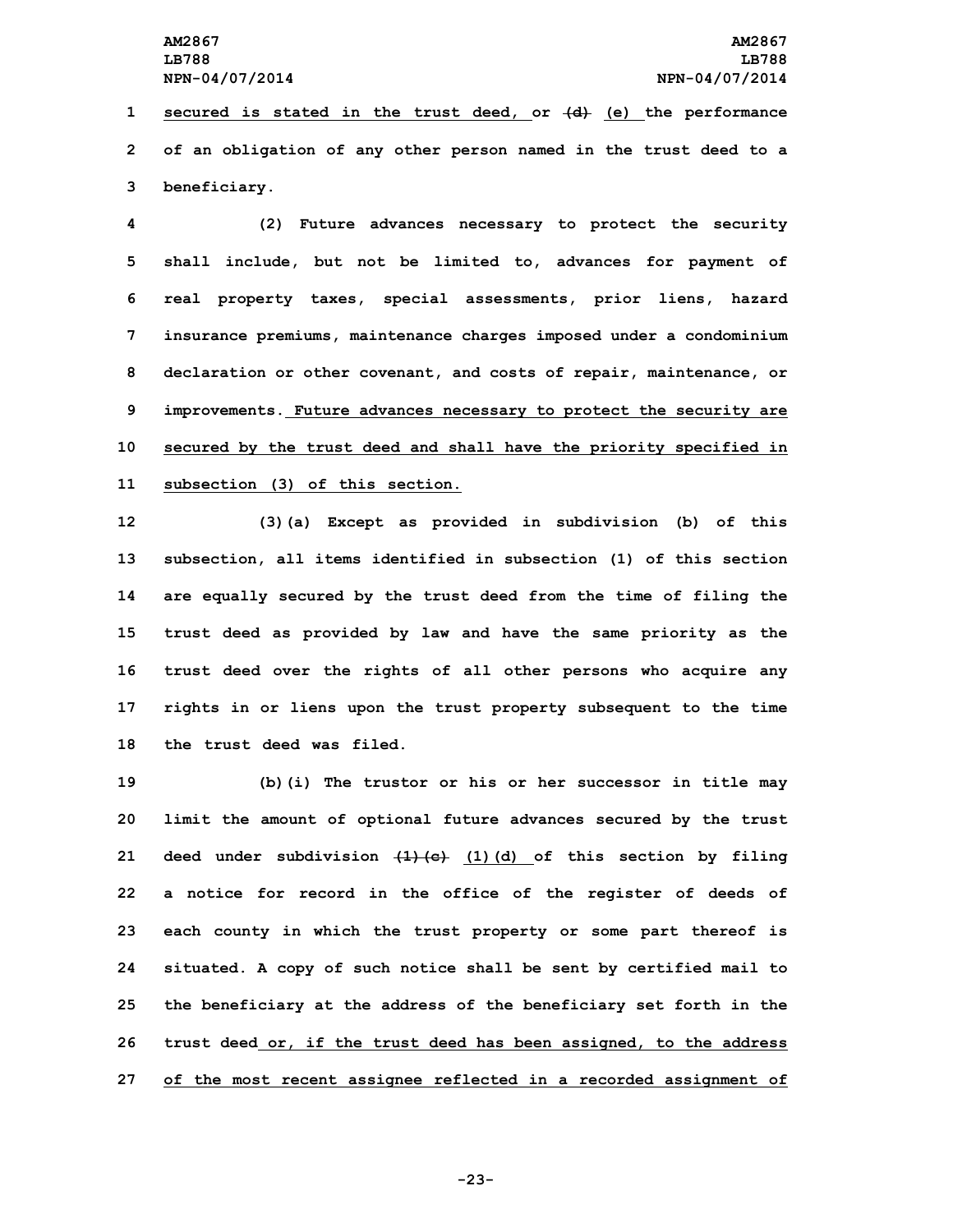secured is stated in the trust deed, or ~~(d)~~ (e) the performance of an obligation of any other person named in the trust deed to a beneficiary.

(2) Future advances necessary to protect the security shall include, but not be limited to, advances for payment of real property taxes, special assessments, prior liens, hazard insurance premiums, maintenance charges imposed under a condominium declaration or other covenant, and costs of repair, maintenance, or improvements. Future advances necessary to protect the security are secured by the trust deed and shall have the priority specified in subsection (3) of this section.

(3)(a) Except as provided in subdivision (b) of this subsection, all items identified in subsection (1) of this section are equally secured by the trust deed from the time of filing the trust deed as provided by law and have the same priority as the trust deed over the rights of all other persons who acquire any rights in or liens upon the trust property subsequent to the time the trust deed was filed.

(b)(i) The trustor or his or her successor in title may limit the amount of optional future advances secured by the trust deed under subdivision ~~(1)(c)~~ (1)(d) of this section by filing a notice for record in the office of the register of deeds of each county in which the trust property or some part thereof is situated. A copy of such notice shall be sent by certified mail to the beneficiary at the address of the beneficiary set forth in the trust deed or, if the trust deed has been assigned, to the address of the most recent assignee reflected in a recorded assignment of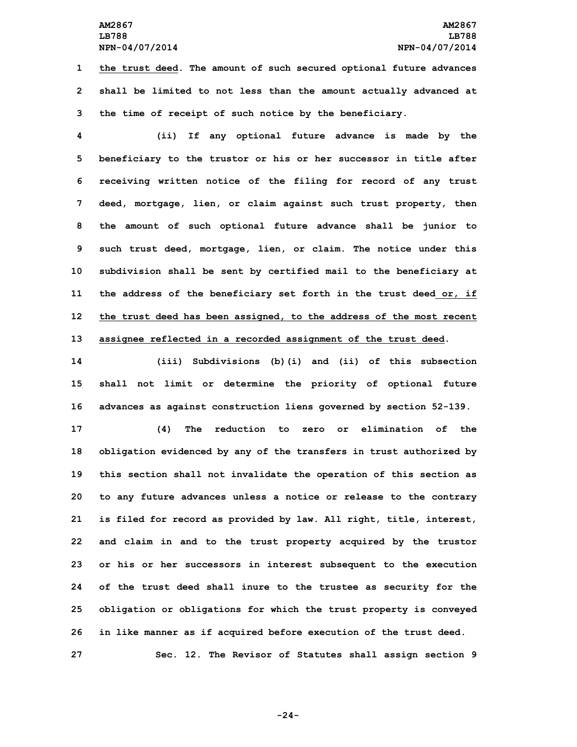the trust deed. The amount of such secured optional future advances shall be limited to not less than the amount actually advanced at the time of receipt of such notice by the beneficiary.

(ii) If any optional future advance is made by the beneficiary to the trustor or his or her successor in title after receiving written notice of the filing for record of any trust deed, mortgage, lien, or claim against such trust property, then the amount of such optional future advance shall be junior to such trust deed, mortgage, lien, or claim. The notice under this subdivision shall be sent by certified mail to the beneficiary at the address of the beneficiary set forth in the trust deed or, if the trust deed has been assigned, to the address of the most recent assignee reflected in a recorded assignment of the trust deed.

(iii) Subdivisions (b)(i) and (ii) of this subsection shall not limit or determine the priority of optional future advances as against construction liens governed by section 52-139.

(4) The reduction to zero or elimination of the obligation evidenced by any of the transfers in trust authorized by this section shall not invalidate the operation of this section as to any future advances unless a notice or release to the contrary is filed for record as provided by law. All right, title, interest, and claim in and to the trust property acquired by the trustor or his or her successors in interest subsequent to the execution of the trust deed shall inure to the trustee as security for the obligation or obligations for which the trust property is conveyed in like manner as if acquired before execution of the trust deed.

Sec. 12. The Revisor of Statutes shall assign section 9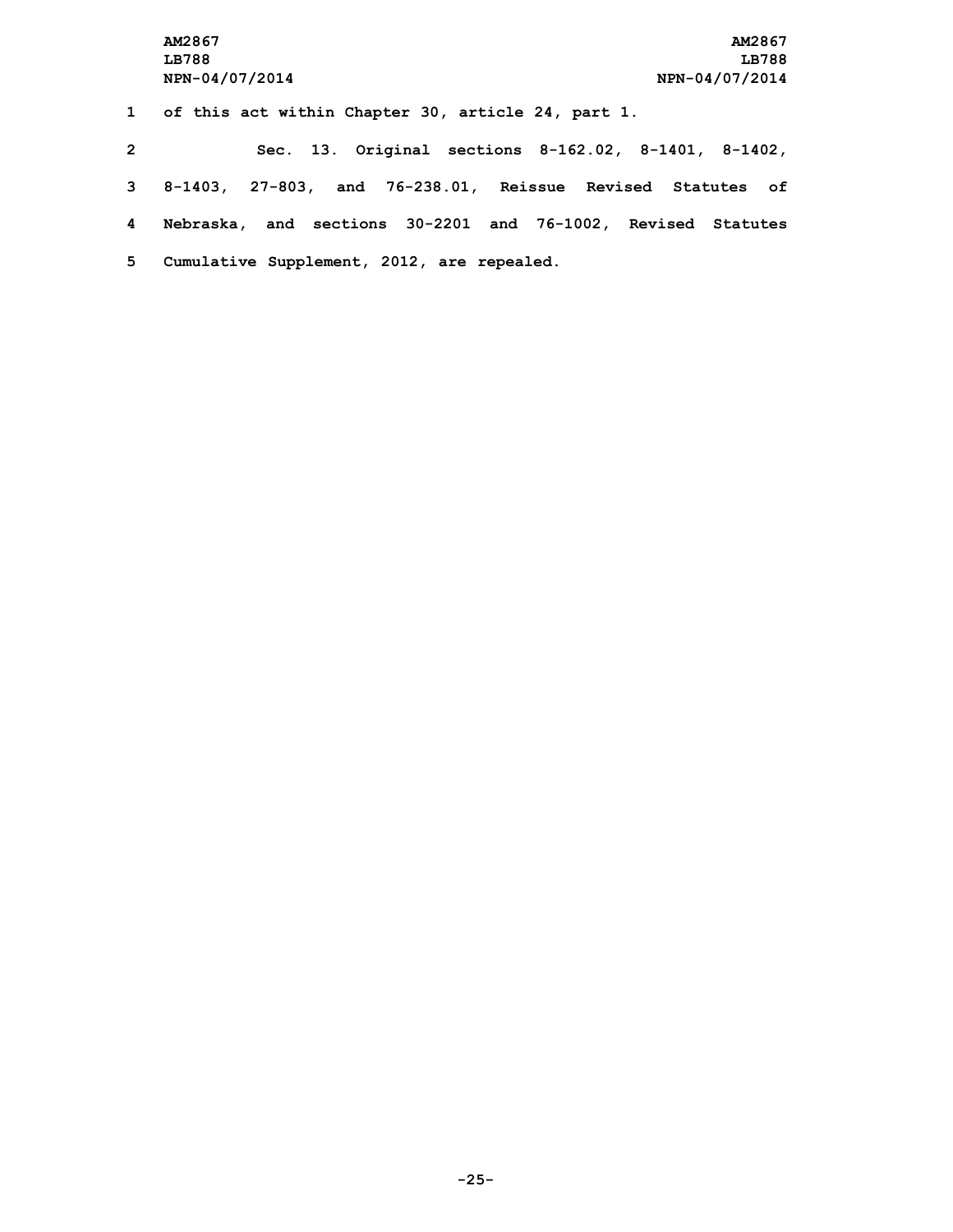of this act within Chapter 30, article 24, part 1.

Sec. 13. Original sections 8-162.02, 8-1401, 8-1402, 8-1403, 27-803, and 76-238.01, Reissue Revised Statutes of Nebraska, and sections 30-2201 and 76-1002, Revised Statutes Cumulative Supplement, 2012, are repealed.